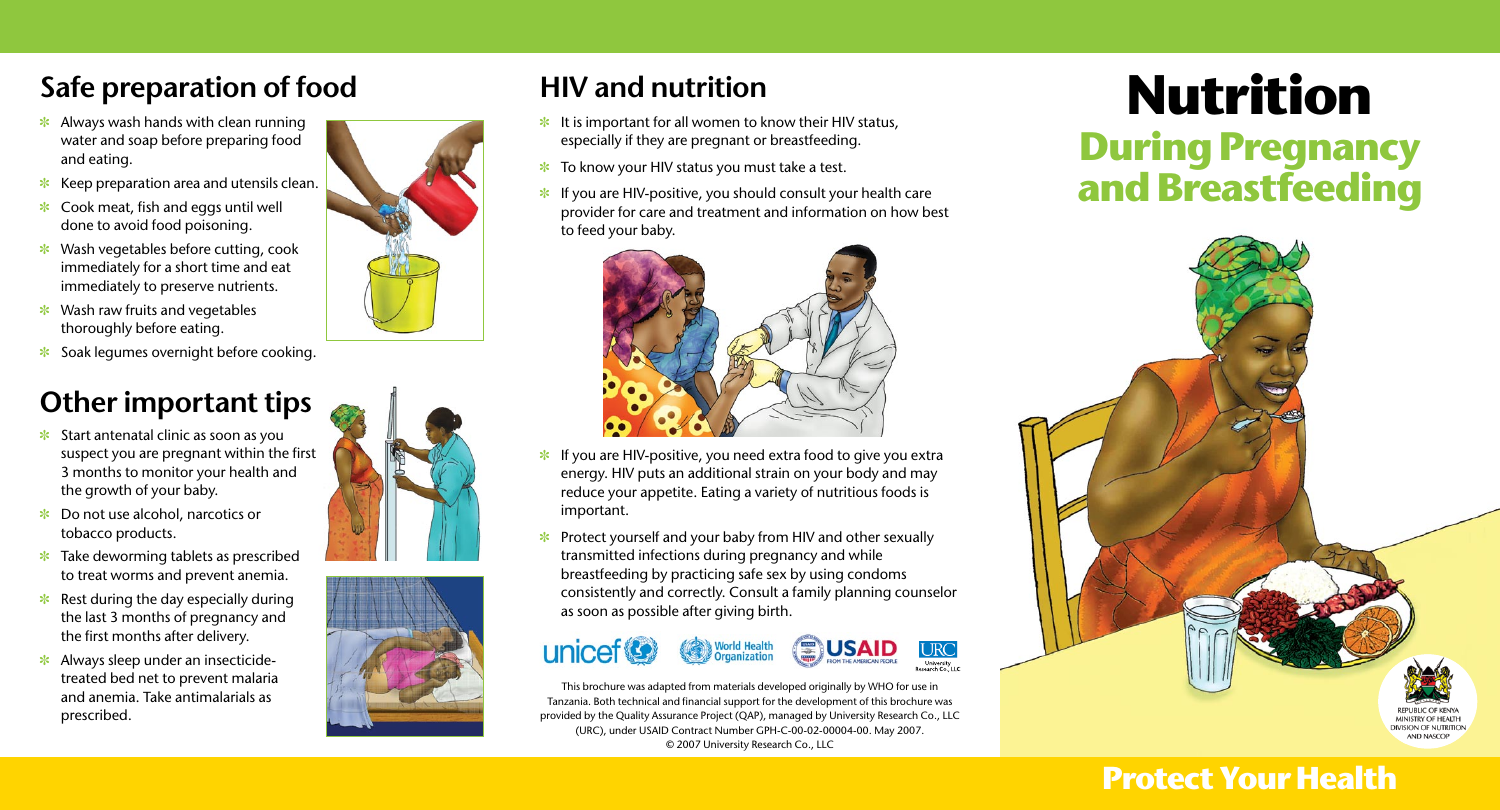## Safe preparation of food

- Always wash hands with clean running water and soap before preparing food and eating.
- Keep preparation area and utensils clean.
- Cook meat, fish and eggs until well done to avoid food poisoning.
- Wash vegetables before cutting, cook immediately for a short time and eat immediately to preserve nutrients.
- Wash raw fruits and vegetables thoroughly before eating.
- Soak legumes overnight before cooking.

## Other important tips

- Start antenatal clinic as soon as you suspect you are pregnant within the first 3 months to monitor your health and the growth of your baby.
- Do not use alcohol, narcotics or tobacco products.
- Take deworming tablets as prescribed to treat worms and prevent anemia.
- Rest during the day especially during the last 3 months of pregnancy and the first months after delivery.
- Always sleep under an insecticide-treated bed net to prevent malaria and anemia. Take antimalarials as prescribed.

## HIV and nutrition

- It is important for all women to know their HIV status, especially if they are pregnant or breastfeeding.
- To know your HIV status you must take a test.
- If you are HIV-positive, you should consult your health care provider for care and treatment and information on how best to feed your baby.
- If you are HIV-positive, you need extra food to give you extra energy. HIV puts an additional strain on your body and may reduce your appetite. Eating a variety of nutritious foods is important.
- Protect yourself and your baby from HIV and other sexually transmitted infections during pregnancy and while breastfeeding by practicing safe sex by using condoms consistently and correctly. Consult a family planning counselor as soon as possible after giving birth.

unicef World Health Organization USAID FROM THE AMERICAN PEOPLE URC University Research Co., LLC

This brochure was adapted from materials developed originally by WHO for use in Tanzania. Both technical and financial support for the development of this brochure was provided by the Quality Assurance Project (QAP), managed by University Research Co., LLC (URC), under USAID Contract Number GPH-C-00-02-00004-00. May 2007.
© 2007 University Research Co., LLC

# Nutrition

## During Pregnancy and Breastfeeding

REPUBLIC OF KENYA
MINISTRY OF HEALTH
DIVISION OF NUTRITION AND NASCOP

## Protect Your Health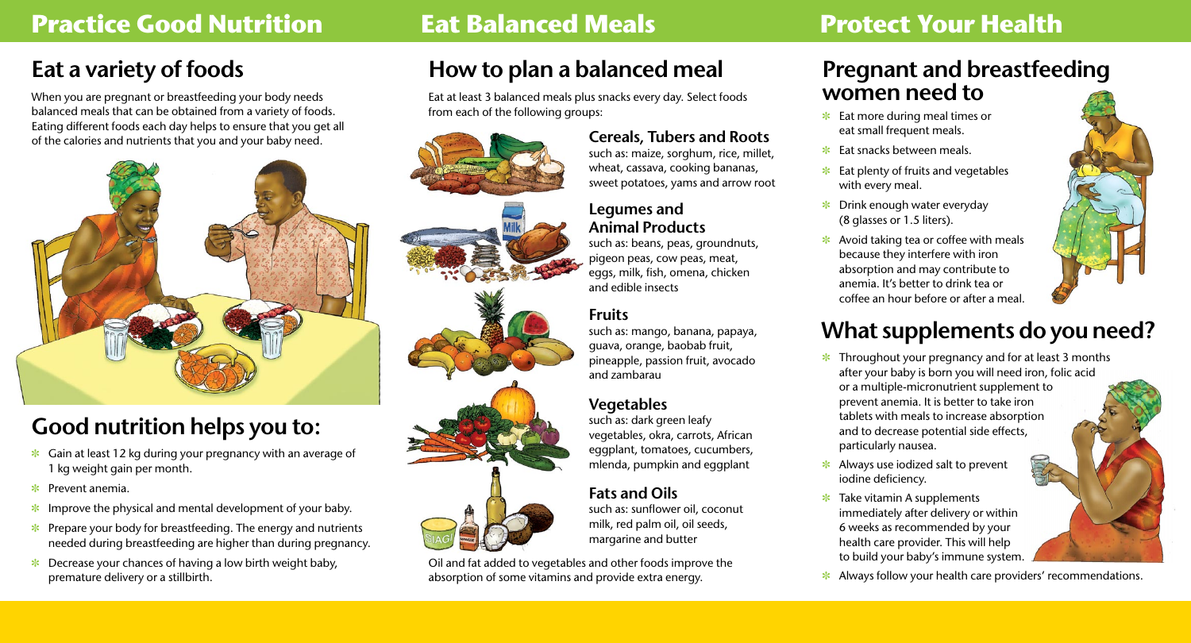# Practice Good Nutrition

## Eat a variety of foods

When you are pregnant or breastfeeding your body needs balanced meals that can be obtained from a variety of foods. Eating different foods each day helps to ensure that you get all of the calories and nutrients that you and your baby need.

## Good nutrition helps you to:

* Gain at least 12 kg during your pregnancy with an average of 1 kg weight gain per month.
* Prevent anemia.
* Improve the physical and mental development of your baby.
* Prepare your body for breastfeeding. The energy and nutrients needed during breastfeeding are higher than during pregnancy.
* Decrease your chances of having a low birth weight baby, premature delivery or a stillbirth.

# Eat Balanced Meals

## How to plan a balanced meal

Eat at least 3 balanced meals plus snacks every day. Select foods from each of the following groups:

### Cereals, Tubers and Roots

such as: maize, sorghum, rice, millet, wheat, cassava, cooking bananas, sweet potatoes, yams and arrow root

### Legumes and Animal Products

such as: beans, peas, groundnuts, pigeon peas, cow peas, meat, eggs, milk, fish, omena, chicken and edible insects

### Fruits

such as: mango, banana, papaya, guava, orange, baobab fruit, pineapple, passion fruit, avocado and zambarau

### Vegetables

such as: dark green leafy vegetables, okra, carrots, African eggplant, tomatoes, cucumbers, mlenda, pumpkin and eggplant

### Fats and Oils

such as: sunflower oil, coconut milk, red palm oil, oil seeds, margarine and butter

Oil and fat added to vegetables and other foods improve the absorption of some vitamins and provide extra energy.

# Protect Your Health

## Pregnant and breastfeeding women need to

* Eat more during meal times or eat small frequent meals.
* Eat snacks between meals.
* Eat plenty of fruits and vegetables with every meal.
* Drink enough water everyday (8 glasses or 1.5 liters).
* Avoid taking tea or coffee with meals because they interfere with iron absorption and may contribute to anemia. It's better to drink tea or coffee an hour before or after a meal.

## What supplements do you need?

* Throughout your pregnancy and for at least 3 months after your baby is born you will need iron, folic acid or a multiple-micronutrient supplement to prevent anemia. It is better to take iron tablets with meals to increase absorption and to decrease potential side effects, particularly nausea.
* Always use iodized salt to prevent iodine deficiency.
* Take vitamin A supplements immediately after delivery or within 6 weeks as recommended by your health care provider. This will help to build your baby's immune system.
* Always follow your health care providers' recommendations.